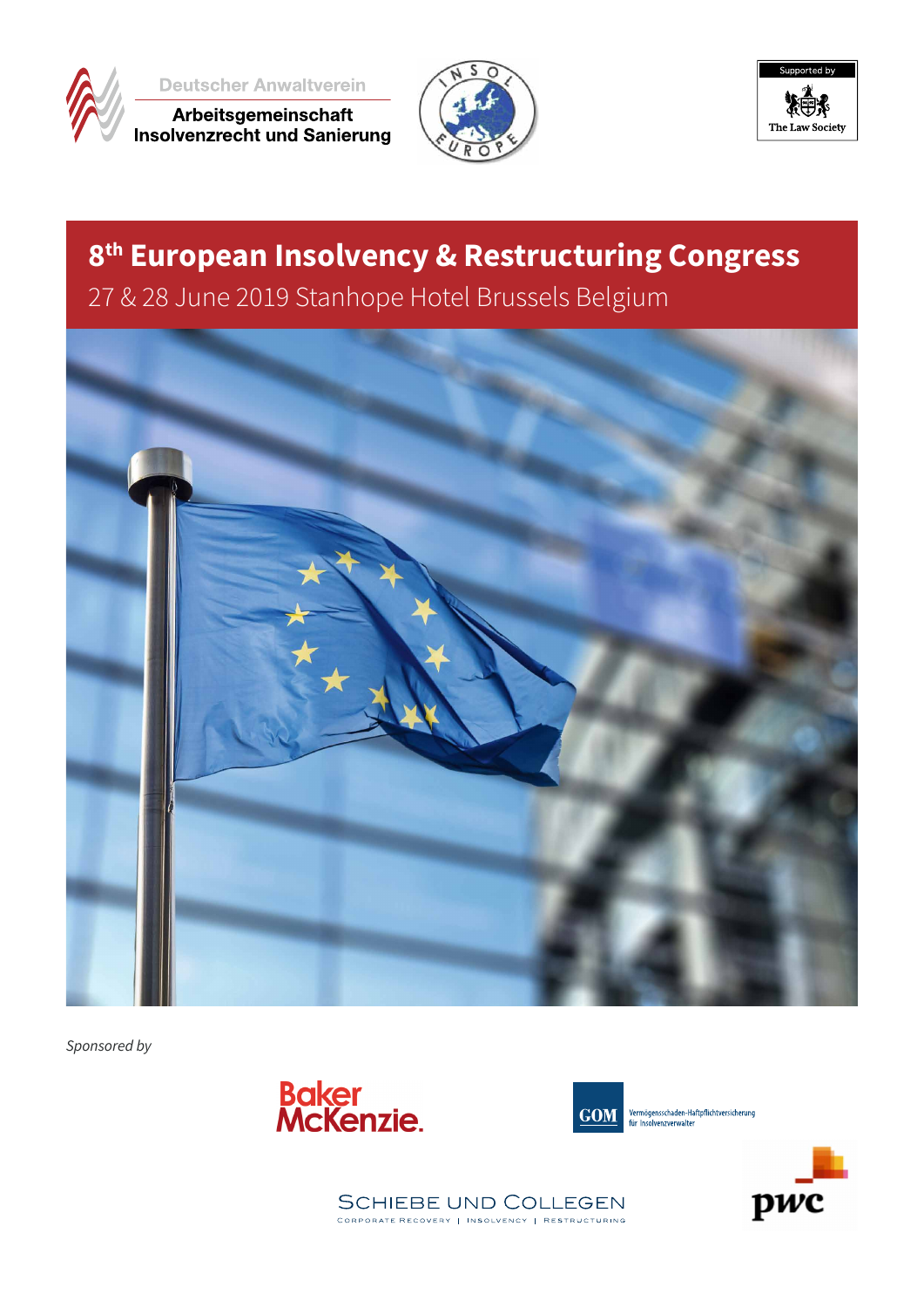Deutscher Anwaltverein

Arbeitsgemeinschaft Insolvenzrecht und Sanierung

INSOL EUROPE

Supported by The Law Society

# 8th European Insolvency & Restructuring Congress

27 & 28 June 2019 Stanhope Hotel Brussels Belgium

*Sponsored by*

Baker McKenzie.

GOM Vermögensschaden-Haftpflichtversicherung für Insolvenzverwalter

Schiebe und Collegen
Corporate Recovery | Insolvency | Restructuring

pwc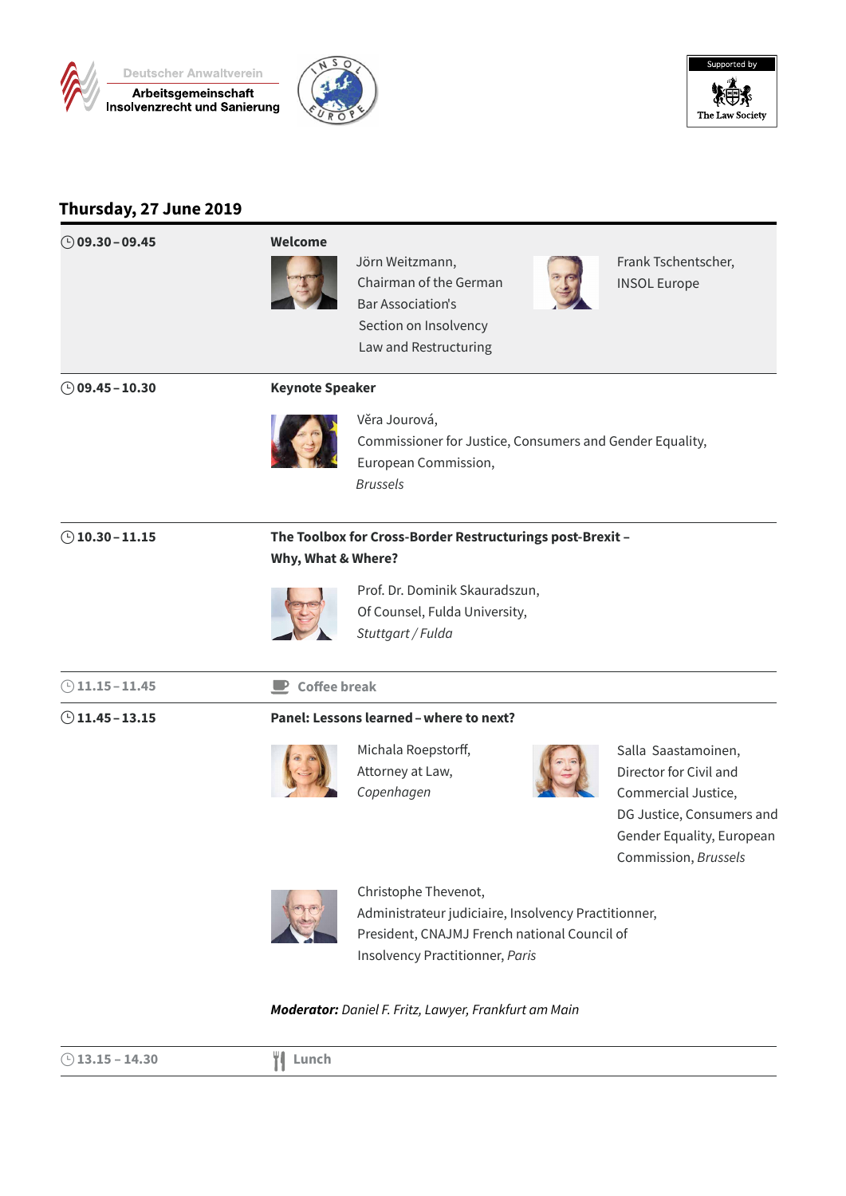Deutscher Anwaltverein
**Arbeitsgemeinschaft Insolvenzrecht und Sanierung**

INSOL EUROPE

Supported by The Law Society

## Thursday, 27 June 2019

**09.30 – 09.45**

**Welcome**

Jörn Weitzmann, Chairman of the German Bar Association's Section on Insolvency Law and Restructuring

Frank Tschentscher, INSOL Europe

---

**09.45 – 10.30**

**Keynote Speaker**

Věra Jourová,
Commissioner for Justice, Consumers and Gender Equality,
European Commission,
*Brussels*

---

**10.30 – 11.15**

**The Toolbox for Cross-Border Restructurings post-Brexit – Why, What & Where?**

Prof. Dr. Dominik Skauradszun,
Of Counsel, Fulda University,
*Stuttgart / Fulda*

---

**11.15 – 11.45** Coffee break

---

**11.45 – 13.15**

**Panel: Lessons learned – where to next?**

Michala Roepstorff,
Attorney at Law,
*Copenhagen*

Salla Saastamoinen,
Director for Civil and Commercial Justice,
DG Justice, Consumers and Gender Equality, European Commission, *Brussels*

Christophe Thevenot,
Administrateur judiciaire, Insolvency Practitionner,
President, CNAJMJ French national Council of Insolvency Practitionner, *Paris*

***Moderator:*** *Daniel F. Fritz, Lawyer, Frankfurt am Main*

---

**13.15 – 14.30** Lunch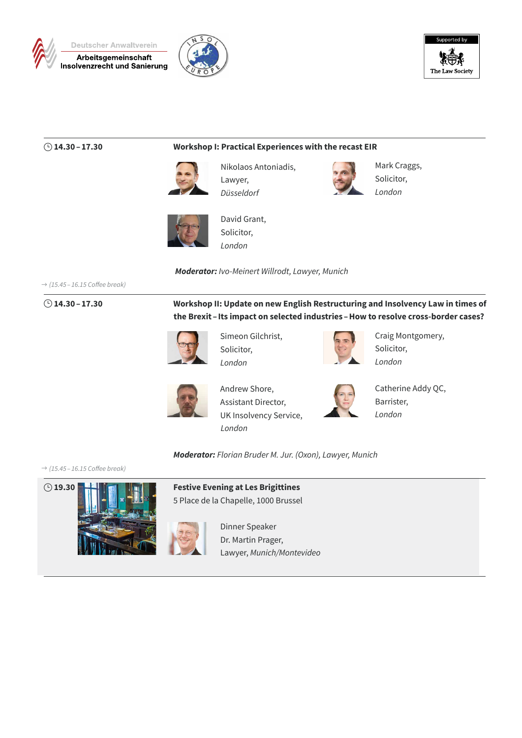Deutscher Anwaltverein
**Arbeitsgemeinschaft Insolvenzrecht und Sanierung**

Supported by The Law Society

---

**14.30 – 17.30**

**Workshop I: Practical Experiences with the recast EIR**

Nikolaos Antoniadis,
Lawyer,
*Düsseldorf*

Mark Craggs,
Solicitor,
*London*

David Grant,
Solicitor,
*London*

***Moderator:*** *Ivo-Meinert Willrodt, Lawyer, Munich*

→ *(15.45 – 16.15 Coffee break)*

---

**14.30 – 17.30**

**Workshop II: Update on new English Restructuring and Insolvency Law in times of the Brexit – Its impact on selected industries – How to resolve cross-border cases?**

Simeon Gilchrist,
Solicitor,
*London*

Craig Montgomery,
Solicitor,
*London*

Andrew Shore,
Assistant Director,
UK Insolvency Service,
*London*

Catherine Addy QC,
Barrister,
*London*

***Moderator:*** *Florian Bruder M. Jur. (Oxon), Lawyer, Munich*

→ *(15.45 – 16.15 Coffee break)*

---

**19.30**

**Festive Evening at Les Brigittines**
5 Place de la Chapelle, 1000 Brussel

Dinner Speaker
Dr. Martin Prager,
Lawyer, *Munich/Montevideo*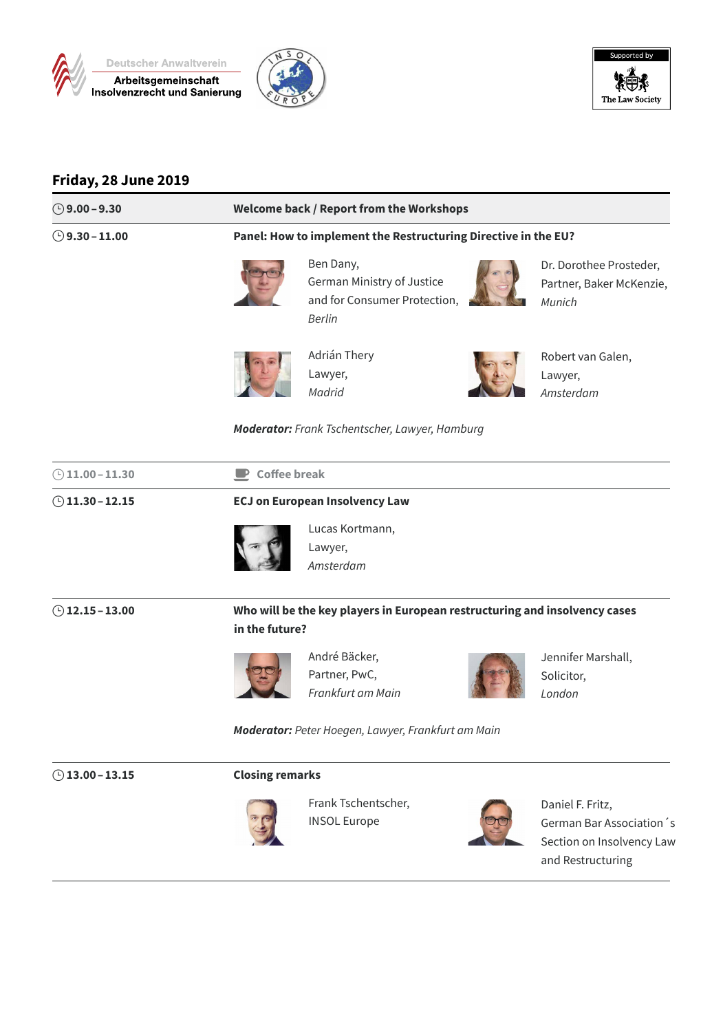Deutscher Anwaltverein
Arbeitsgemeinschaft Insolvenzrecht und Sanierung

Supported by The Law Society

## Friday, 28 June 2019

**9.00 – 9.30** **Welcome back / Report from the Workshops**

**9.30 – 11.00** **Panel: How to implement the Restructuring Directive in the EU?**

Ben Dany, German Ministry of Justice and for Consumer Protection, *Berlin*

Dr. Dorothee Prosteder, Partner, Baker McKenzie, *Munich*

Adrián Thery Lawyer, *Madrid*

Robert van Galen, Lawyer, *Amsterdam*

***Moderator:*** *Frank Tschentscher, Lawyer, Hamburg*

**11.00 – 11.30** **Coffee break**

**11.30 – 12.15** **ECJ on European Insolvency Law**

Lucas Kortmann, Lawyer, *Amsterdam*

**12.15 – 13.00** **Who will be the key players in European restructuring and insolvency cases in the future?**

André Bäcker, Partner, PwC, *Frankfurt am Main*

Jennifer Marshall, Solicitor, *London*

***Moderator:*** *Peter Hoegen, Lawyer, Frankfurt am Main*

**13.00 – 13.15** **Closing remarks**

Frank Tschentscher, INSOL Europe

Daniel F. Fritz, German Bar Association´s Section on Insolvency Law and Restructuring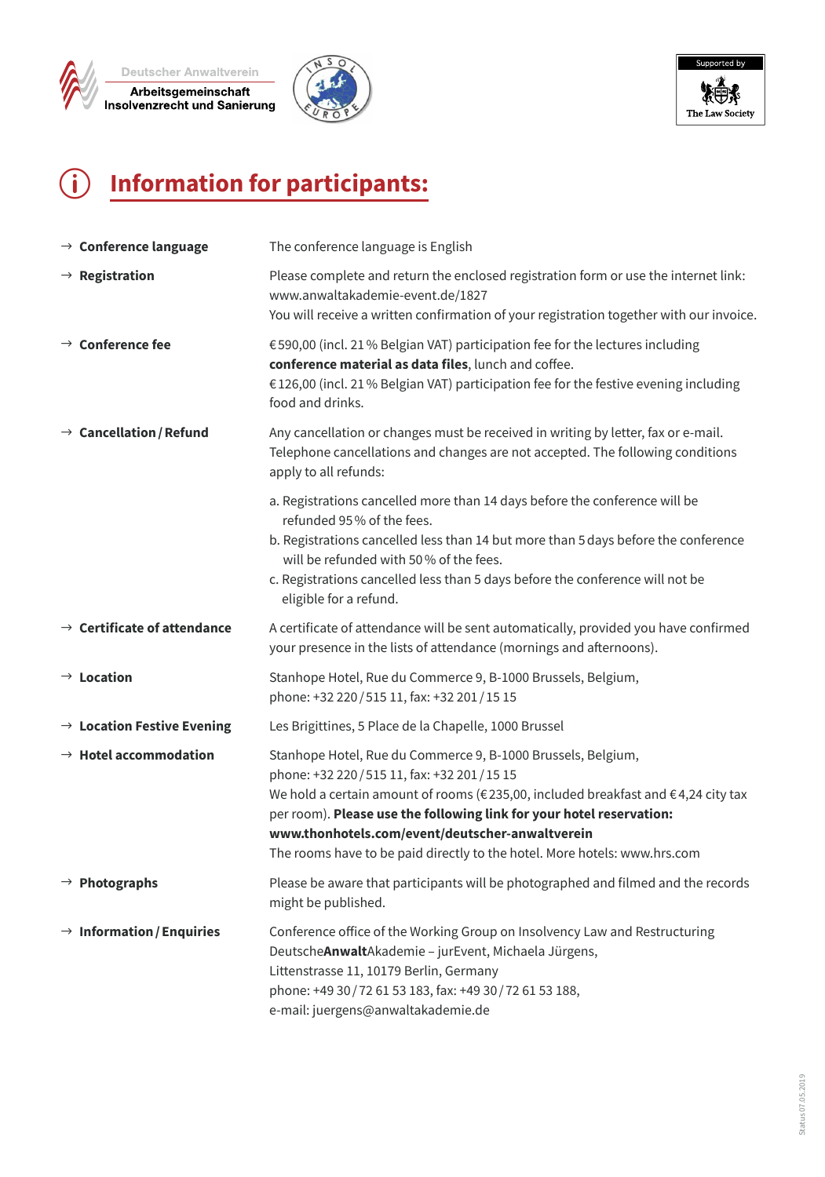Deutscher Anwaltverein
Arbeitsgemeinschaft Insolvenzrecht und Sanierung

Supported by The Law Society

# Information for participants:

→ **Conference language**

The conference language is English

→ **Registration**

Please complete and return the enclosed registration form or use the internet link: www.anwaltakademie-event.de/1827
You will receive a written confirmation of your registration together with our invoice.

→ **Conference fee**

€590,00 (incl. 21% Belgian VAT) participation fee for the lectures including **conference material as data files**, lunch and coffee.
€126,00 (incl. 21% Belgian VAT) participation fee for the festive evening including food and drinks.

→ **Cancellation / Refund**

Any cancellation or changes must be received in writing by letter, fax or e-mail. Telephone cancellations and changes are not accepted. The following conditions apply to all refunds:

a. Registrations cancelled more than 14 days before the conference will be refunded 95% of the fees.
b. Registrations cancelled less than 14 but more than 5 days before the conference will be refunded with 50% of the fees.
c. Registrations cancelled less than 5 days before the conference will not be eligible for a refund.

→ **Certificate of attendance**

A certificate of attendance will be sent automatically, provided you have confirmed your presence in the lists of attendance (mornings and afternoons).

→ **Location**

Stanhope Hotel, Rue du Commerce 9, B-1000 Brussels, Belgium,
phone: +32 220 / 515 11, fax: +32 201 / 15 15

→ **Location Festive Evening**

Les Brigittines, 5 Place de la Chapelle, 1000 Brussel

→ **Hotel accommodation**

Stanhope Hotel, Rue du Commerce 9, B-1000 Brussels, Belgium,
phone: +32 220 / 515 11, fax: +32 201 / 15 15
We hold a certain amount of rooms (€235,00, included breakfast and €4,24 city tax per room). **Please use the following link for your hotel reservation: www.thonhotels.com/event/deutscher-anwaltverein**
The rooms have to be paid directly to the hotel. More hotels: www.hrs.com

→ **Photographs**

Please be aware that participants will be photographed and filmed and the records might be published.

→ **Information / Enquiries**

Conference office of the Working Group on Insolvency Law and Restructuring
Deutsche**Anwalt**Akademie – jurEvent, Michaela Jürgens,
Littenstrasse 11, 10179 Berlin, Germany
phone: +49 30 / 72 61 53 183, fax: +49 30 / 72 61 53 188,
e-mail: juergens@anwaltakademie.de

Status 07.05.2019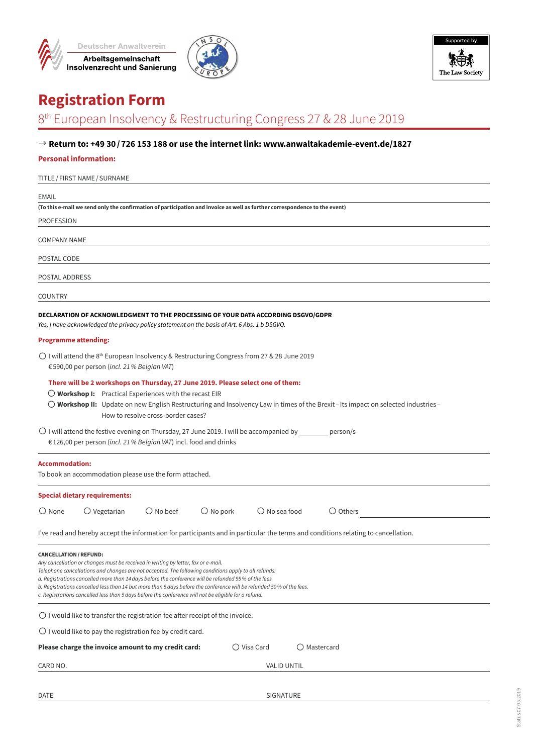Deutscher Anwaltverein

**Arbeitsgemeinschaft Insolvenzrecht und Sanierung**

INSOL EUROPE

Supported by The Law Society

# Registration Form

## 8th European Insolvency & Restructuring Congress 27 & 28 June 2019

→ **Return to: +49 30 / 726 153 188 or use the internet link: www.anwaltakademie-event.de/1827**

**Personal information:**

TITLE / FIRST NAME / SURNAME

EMAIL

**(To this e-mail we send only the confirmation of participation and invoice as well as further correspondence to the event)**

PROFESSION

COMPANY NAME

POSTAL CODE

POSTAL ADDRESS

COUNTRY

**DECLARATION OF ACKNOWLEDGMENT TO THE PROCESSING OF YOUR DATA ACCORDING DSGVO/GDPR**

*Yes, I have acknowledged the privacy policy statement on the basis of Art. 6 Abs. 1 b DSGVO.*

**Programme attending:**

○ I will attend the 8th European Insolvency & Restructuring Congress from 27 & 28 June 2019
€ 590,00 per person (*incl. 21 % Belgian VAT*)

**There will be 2 workshops on Thursday, 27 June 2019. Please select one of them:**

○ **Workshop I:** Practical Experiences with the recast EIR

○ **Workshop II:** Update on new English Restructuring and Insolvency Law in times of the Brexit – Its impact on selected industries – How to resolve cross-border cases?

○ I will attend the festive evening on Thursday, 27 June 2019. I will be accompanied by ________ person/s
€ 126,00 per person (*incl. 21 % Belgian VAT*) incl. food and drinks

**Accommodation:**

To book an accommodation please use the form attached.

**Special dietary requirements:**

○ None ○ Vegetarian ○ No beef ○ No pork ○ No sea food ○ Others ________________

I've read and hereby accept the information for participants and in particular the terms and conditions relating to cancellation.

**CANCELLATION / REFUND:**

*Any cancellation or changes must be received in writing by letter, fax or e-mail.*
*Telephone cancellations and changes are not accepted. The following conditions apply to all refunds:*
*a. Registrations cancelled more than 14 days before the conference will be refunded 95 % of the fees.*
*b. Registrations cancelled less than 14 but more than 5 days before the conference will be refunded 50 % of the fees.*
*c. Registrations cancelled less than 5 days before the conference will not be eligible for a refund.*

○ I would like to transfer the registration fee after receipt of the invoice.

○ I would like to pay the registration fee by credit card.

**Please charge the invoice amount to my credit card:** ○ Visa Card ○ Mastercard

CARD NO. VALID UNTIL

DATE SIGNATURE

Status 07.05.2019